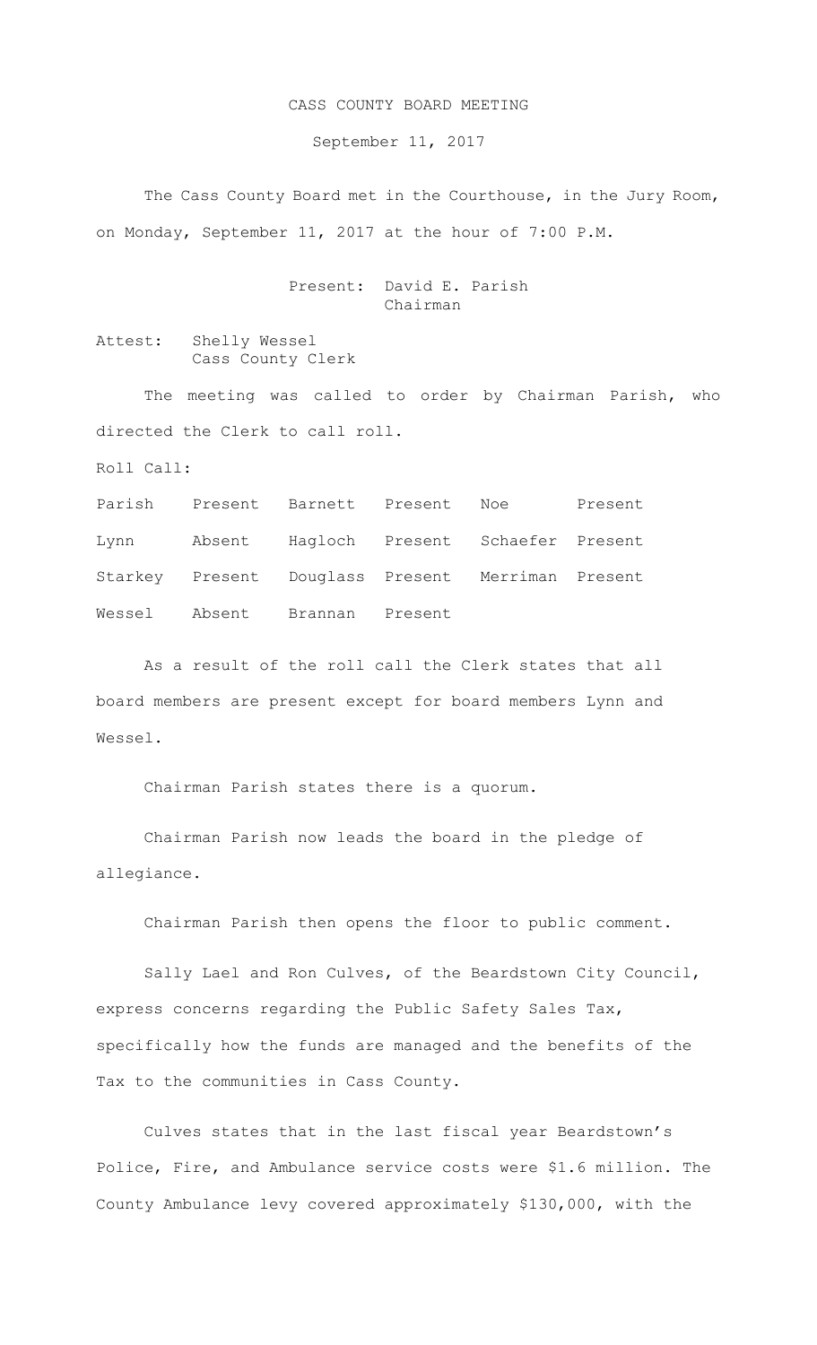# CASS COUNTY BOARD MEETING

September 11, 2017

The Cass County Board met in the Courthouse, in the Jury Room, on Monday, September 11, 2017 at the hour of 7:00 P.M.

Present: David E. Parish
Chairman

Attest: Shelly Wessel
Cass County Clerk

The meeting was called to order by Chairman Parish, who directed the Clerk to call roll.

Roll Call:

| | | | | | |
|---|---|---|---|---|---|
| Parish | Present | Barnett | Present | Noe | Present |
| Lynn | Absent | Hagloch | Present | Schaefer | Present |
| Starkey | Present | Douglass | Present | Merriman | Present |
| Wessel | Absent | Brannan | Present | | |

As a result of the roll call the Clerk states that all board members are present except for board members Lynn and Wessel.

Chairman Parish states there is a quorum.

Chairman Parish now leads the board in the pledge of allegiance.

Chairman Parish then opens the floor to public comment.

Sally Lael and Ron Culves, of the Beardstown City Council, express concerns regarding the Public Safety Sales Tax, specifically how the funds are managed and the benefits of the Tax to the communities in Cass County.

Culves states that in the last fiscal year Beardstown's Police, Fire, and Ambulance service costs were \$1.6 million. The County Ambulance levy covered approximately \$130,000, with the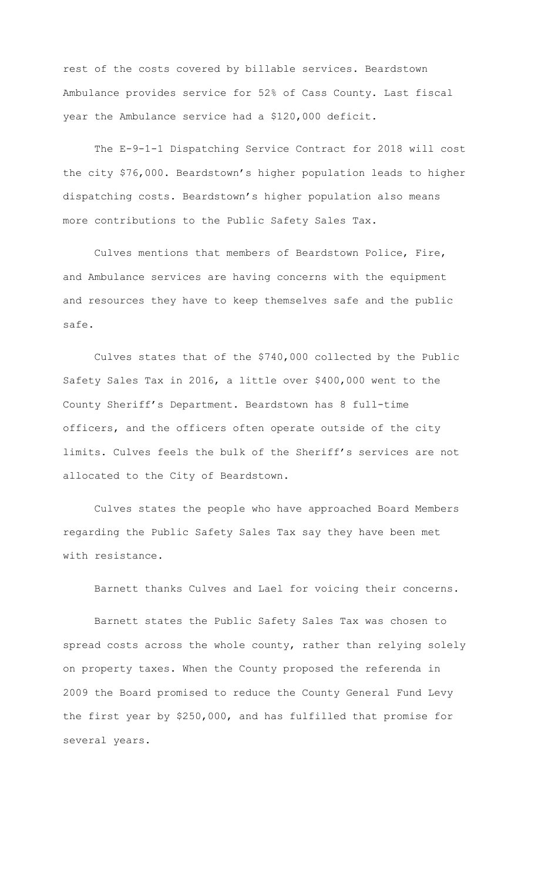rest of the costs covered by billable services. Beardstown Ambulance provides service for 52% of Cass County. Last fiscal year the Ambulance service had a $120,000 deficit.

The E-9-1-1 Dispatching Service Contract for 2018 will cost the city $76,000. Beardstown's higher population leads to higher dispatching costs. Beardstown's higher population also means more contributions to the Public Safety Sales Tax.

Culves mentions that members of Beardstown Police, Fire, and Ambulance services are having concerns with the equipment and resources they have to keep themselves safe and the public safe.

Culves states that of the $740,000 collected by the Public Safety Sales Tax in 2016, a little over $400,000 went to the County Sheriff's Department. Beardstown has 8 full-time officers, and the officers often operate outside of the city limits. Culves feels the bulk of the Sheriff's services are not allocated to the City of Beardstown.

Culves states the people who have approached Board Members regarding the Public Safety Sales Tax say they have been met with resistance.

Barnett thanks Culves and Lael for voicing their concerns.

Barnett states the Public Safety Sales Tax was chosen to spread costs across the whole county, rather than relying solely on property taxes. When the County proposed the referenda in 2009 the Board promised to reduce the County General Fund Levy the first year by $250,000, and has fulfilled that promise for several years.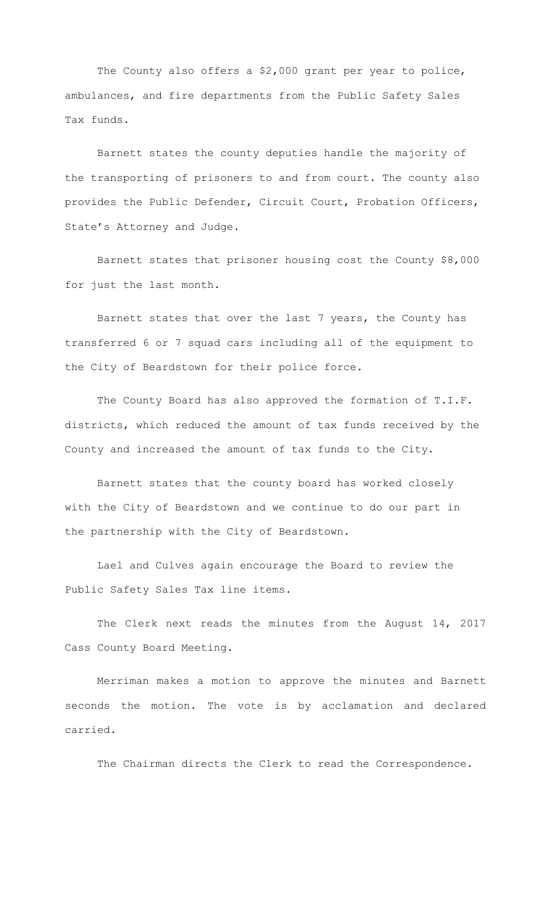The County also offers a $2,000 grant per year to police, ambulances, and fire departments from the Public Safety Sales Tax funds.

Barnett states the county deputies handle the majority of the transporting of prisoners to and from court. The county also provides the Public Defender, Circuit Court, Probation Officers, State's Attorney and Judge.

Barnett states that prisoner housing cost the County $8,000 for just the last month.

Barnett states that over the last 7 years, the County has transferred 6 or 7 squad cars including all of the equipment to the City of Beardstown for their police force.

The County Board has also approved the formation of T.I.F. districts, which reduced the amount of tax funds received by the County and increased the amount of tax funds to the City.

Barnett states that the county board has worked closely with the City of Beardstown and we continue to do our part in the partnership with the City of Beardstown.

Lael and Culves again encourage the Board to review the Public Safety Sales Tax line items.

The Clerk next reads the minutes from the August 14, 2017 Cass County Board Meeting.

Merriman makes a motion to approve the minutes and Barnett seconds the motion. The vote is by acclamation and declared carried.

The Chairman directs the Clerk to read the Correspondence.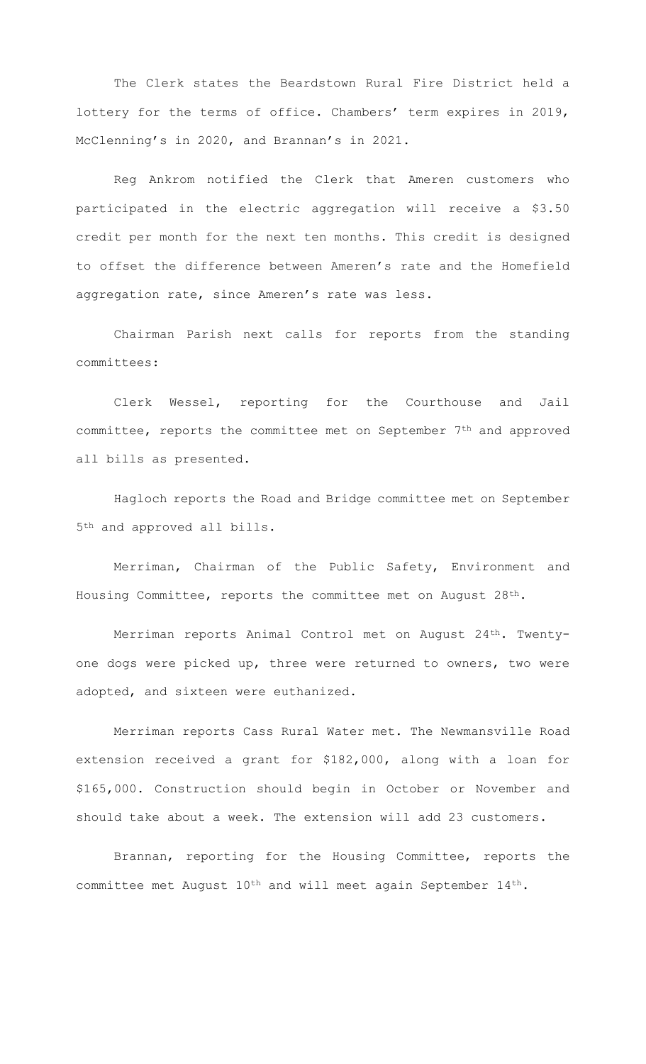The Clerk states the Beardstown Rural Fire District held a lottery for the terms of office. Chambers' term expires in 2019, McClenning's in 2020, and Brannan's in 2021.

Reg Ankrom notified the Clerk that Ameren customers who participated in the electric aggregation will receive a $3.50 credit per month for the next ten months. This credit is designed to offset the difference between Ameren's rate and the Homefield aggregation rate, since Ameren's rate was less.

Chairman Parish next calls for reports from the standing committees:

Clerk Wessel, reporting for the Courthouse and Jail committee, reports the committee met on September 7th and approved all bills as presented.

Hagloch reports the Road and Bridge committee met on September 5th and approved all bills.

Merriman, Chairman of the Public Safety, Environment and Housing Committee, reports the committee met on August 28th.

Merriman reports Animal Control met on August 24th. Twenty-one dogs were picked up, three were returned to owners, two were adopted, and sixteen were euthanized.

Merriman reports Cass Rural Water met. The Newmansville Road extension received a grant for $182,000, along with a loan for $165,000. Construction should begin in October or November and should take about a week. The extension will add 23 customers.

Brannan, reporting for the Housing Committee, reports the committee met August 10th and will meet again September 14th.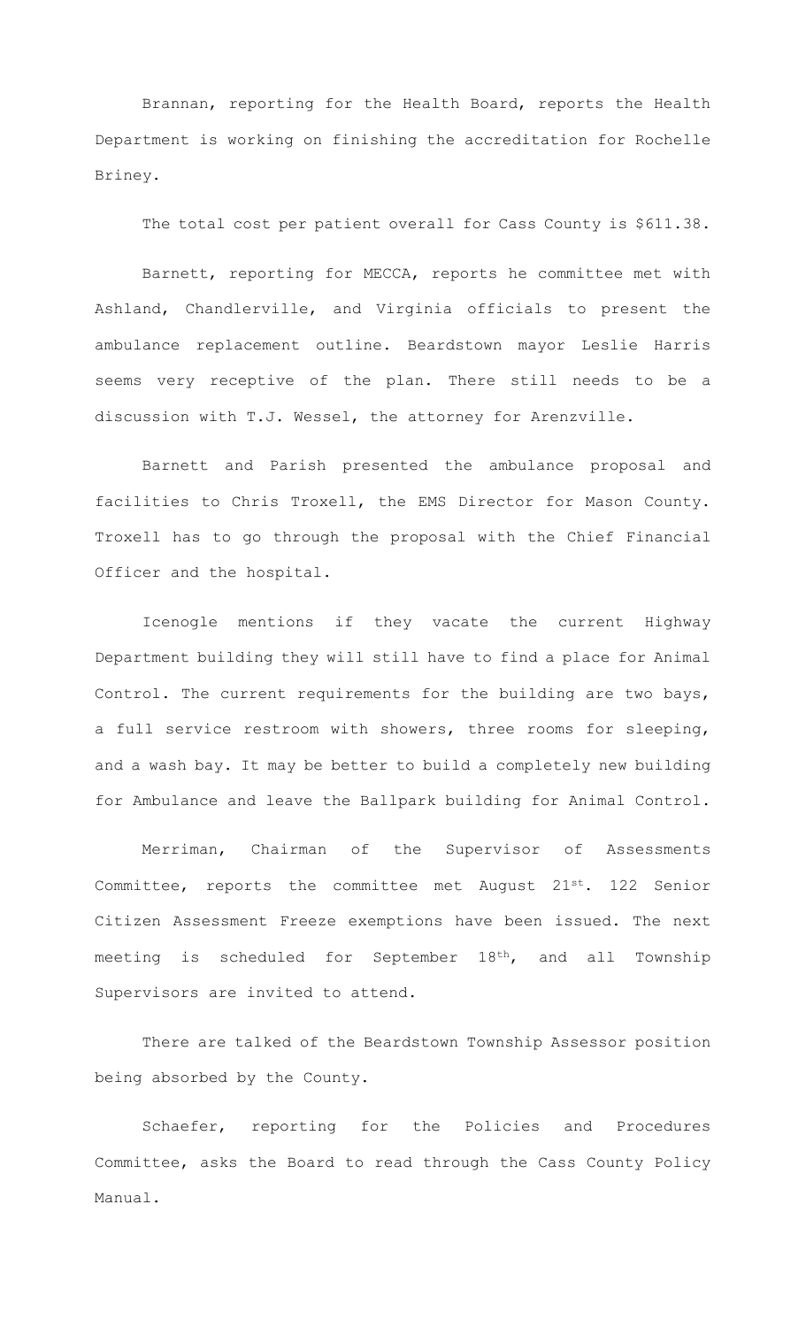Brannan, reporting for the Health Board, reports the Health Department is working on finishing the accreditation for Rochelle Briney.

The total cost per patient overall for Cass County is $611.38.

Barnett, reporting for MECCA, reports he committee met with Ashland, Chandlerville, and Virginia officials to present the ambulance replacement outline. Beardstown mayor Leslie Harris seems very receptive of the plan. There still needs to be a discussion with T.J. Wessel, the attorney for Arenzville.

Barnett and Parish presented the ambulance proposal and facilities to Chris Troxell, the EMS Director for Mason County. Troxell has to go through the proposal with the Chief Financial Officer and the hospital.

Icenogle mentions if they vacate the current Highway Department building they will still have to find a place for Animal Control. The current requirements for the building are two bays, a full service restroom with showers, three rooms for sleeping, and a wash bay. It may be better to build a completely new building for Ambulance and leave the Ballpark building for Animal Control.

Merriman, Chairman of the Supervisor of Assessments Committee, reports the committee met August 21st. 122 Senior Citizen Assessment Freeze exemptions have been issued. The next meeting is scheduled for September 18th, and all Township Supervisors are invited to attend.

There are talked of the Beardstown Township Assessor position being absorbed by the County.

Schaefer, reporting for the Policies and Procedures Committee, asks the Board to read through the Cass County Policy Manual.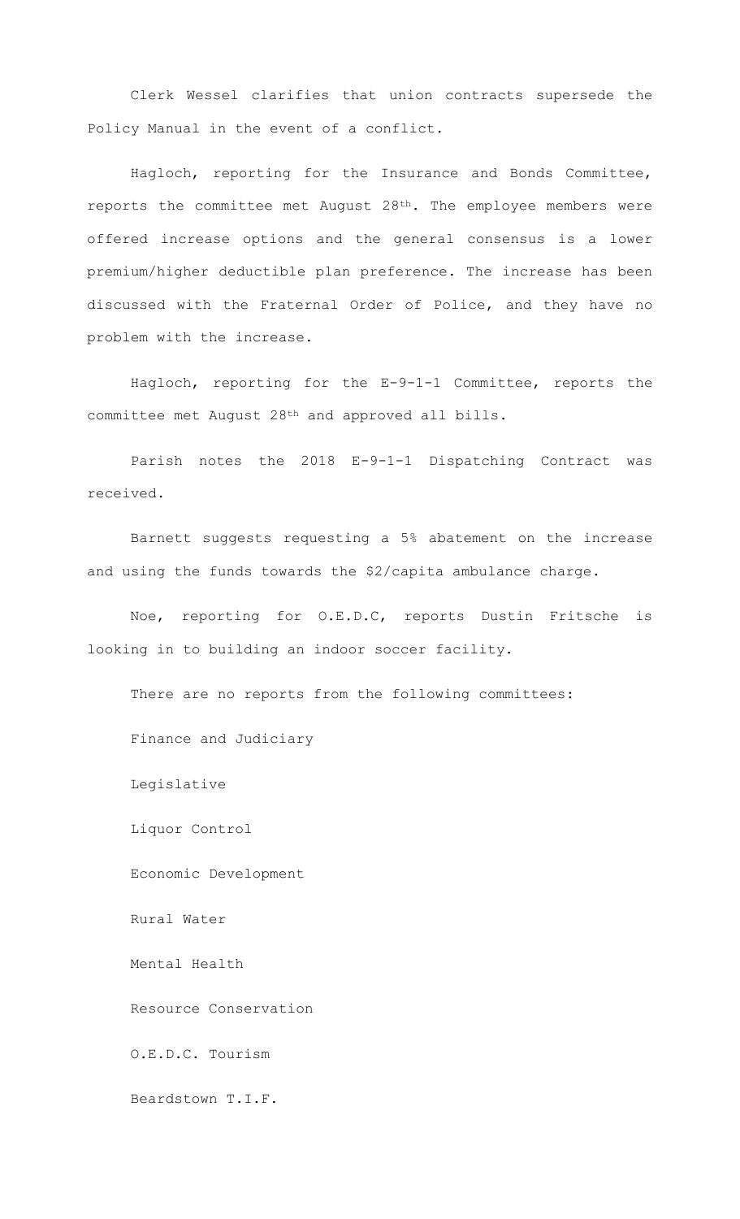Clerk Wessel clarifies that union contracts supersede the Policy Manual in the event of a conflict.

Hagloch, reporting for the Insurance and Bonds Committee, reports the committee met August 28th. The employee members were offered increase options and the general consensus is a lower premium/higher deductible plan preference. The increase has been discussed with the Fraternal Order of Police, and they have no problem with the increase.

Hagloch, reporting for the E-9-1-1 Committee, reports the committee met August 28th and approved all bills.

Parish notes the 2018 E-9-1-1 Dispatching Contract was received.

Barnett suggests requesting a 5% abatement on the increase and using the funds towards the $2/capita ambulance charge.

Noe, reporting for O.E.D.C, reports Dustin Fritsche is looking in to building an indoor soccer facility.

There are no reports from the following committees:

Finance and Judiciary

Legislative

Liquor Control

Economic Development

Rural Water

Mental Health

Resource Conservation

O.E.D.C. Tourism

Beardstown T.I.F.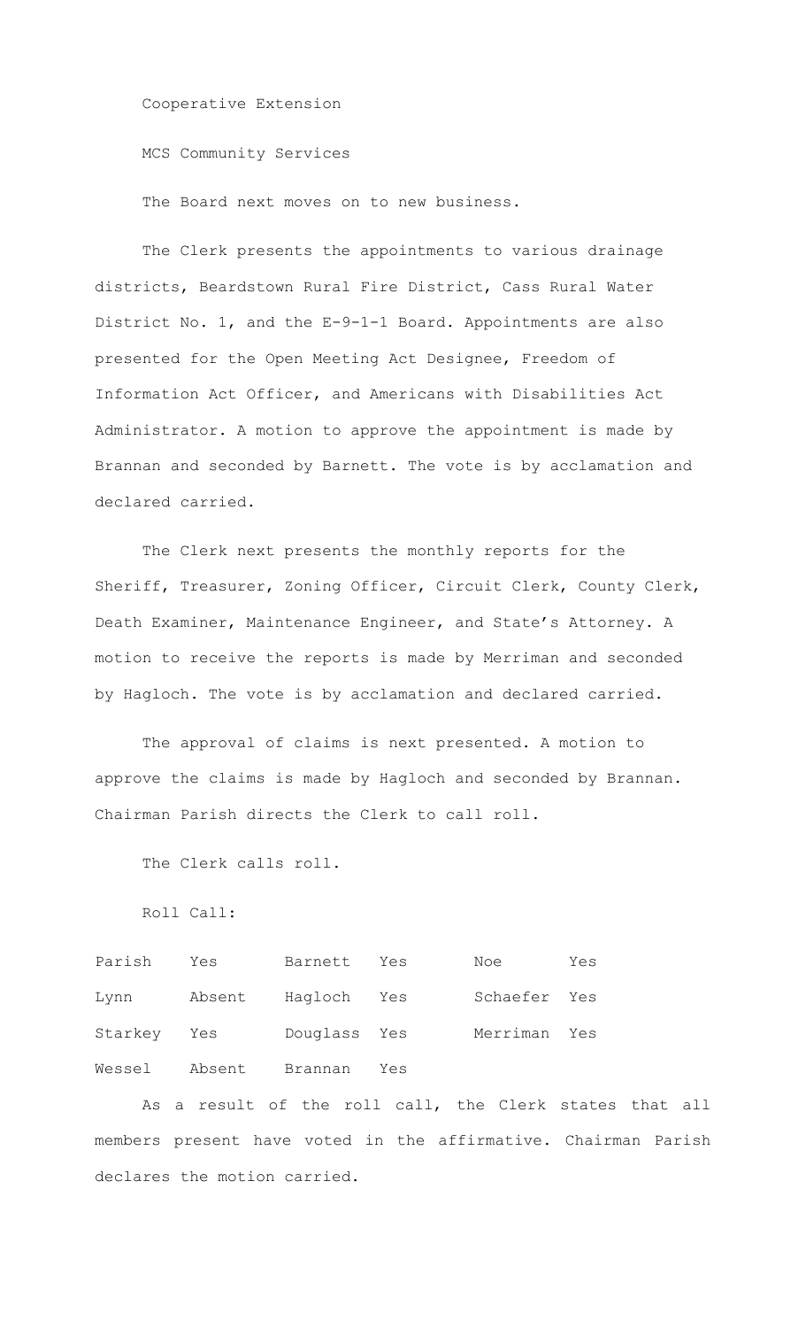Cooperative Extension

MCS Community Services

The Board next moves on to new business.

The Clerk presents the appointments to various drainage districts, Beardstown Rural Fire District, Cass Rural Water District No. 1, and the E-9-1-1 Board. Appointments are also presented for the Open Meeting Act Designee, Freedom of Information Act Officer, and Americans with Disabilities Act Administrator. A motion to approve the appointment is made by Brannan and seconded by Barnett. The vote is by acclamation and declared carried.

The Clerk next presents the monthly reports for the Sheriff, Treasurer, Zoning Officer, Circuit Clerk, County Clerk, Death Examiner, Maintenance Engineer, and State's Attorney. A motion to receive the reports is made by Merriman and seconded by Hagloch. The vote is by acclamation and declared carried.

The approval of claims is next presented. A motion to approve the claims is made by Hagloch and seconded by Brannan. Chairman Parish directs the Clerk to call roll.

The Clerk calls roll.

Roll Call:

| | | | | | |
|---|---|---|---|---|---|
| Parish | Yes | Barnett | Yes | Noe | Yes |
| Lynn | Absent | Hagloch | Yes | Schaefer | Yes |
| Starkey | Yes | Douglass | Yes | Merriman | Yes |
| Wessel | Absent | Brannan | Yes | | |

As a result of the roll call, the Clerk states that all members present have voted in the affirmative. Chairman Parish declares the motion carried.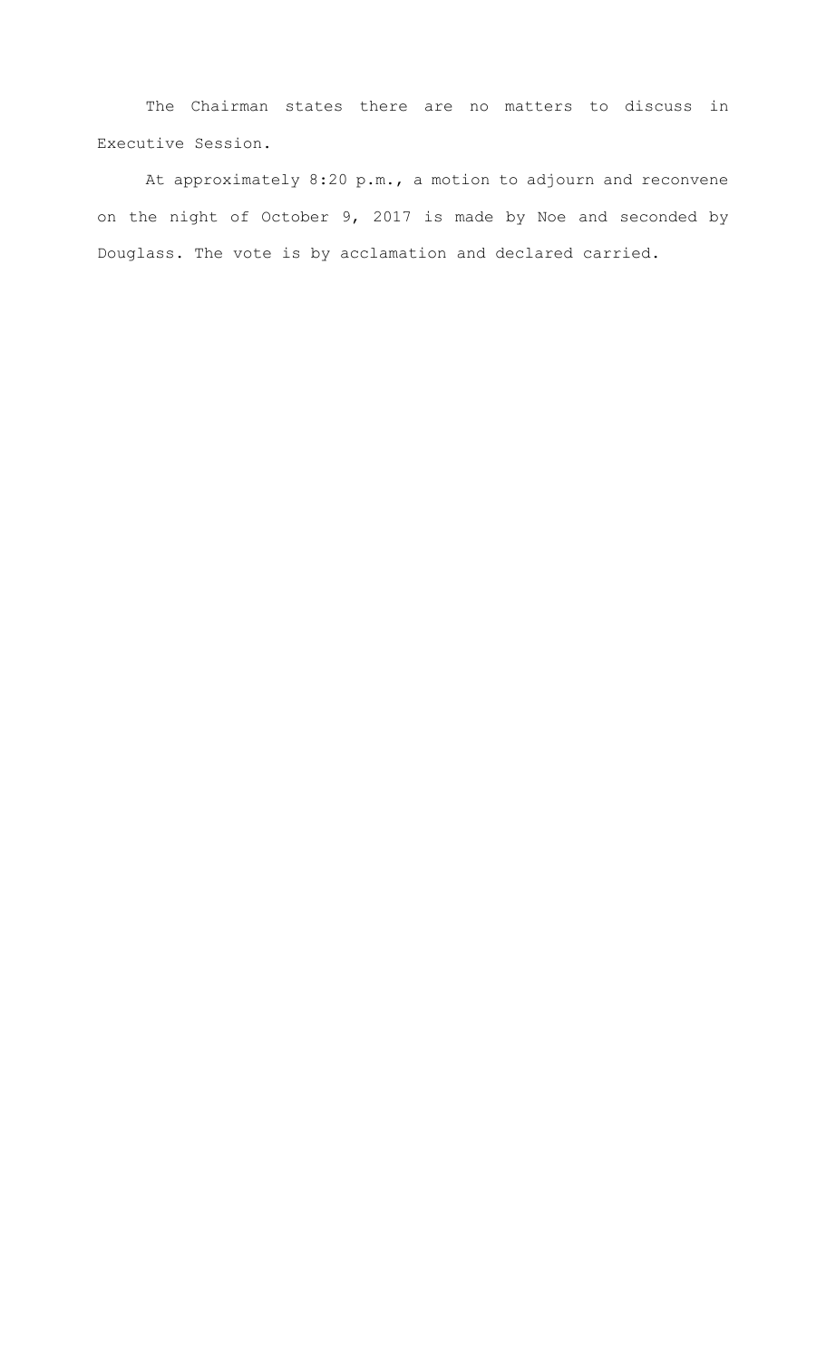The Chairman states there are no matters to discuss in Executive Session.

At approximately 8:20 p.m., a motion to adjourn and reconvene on the night of October 9, 2017 is made by Noe and seconded by Douglass. The vote is by acclamation and declared carried.